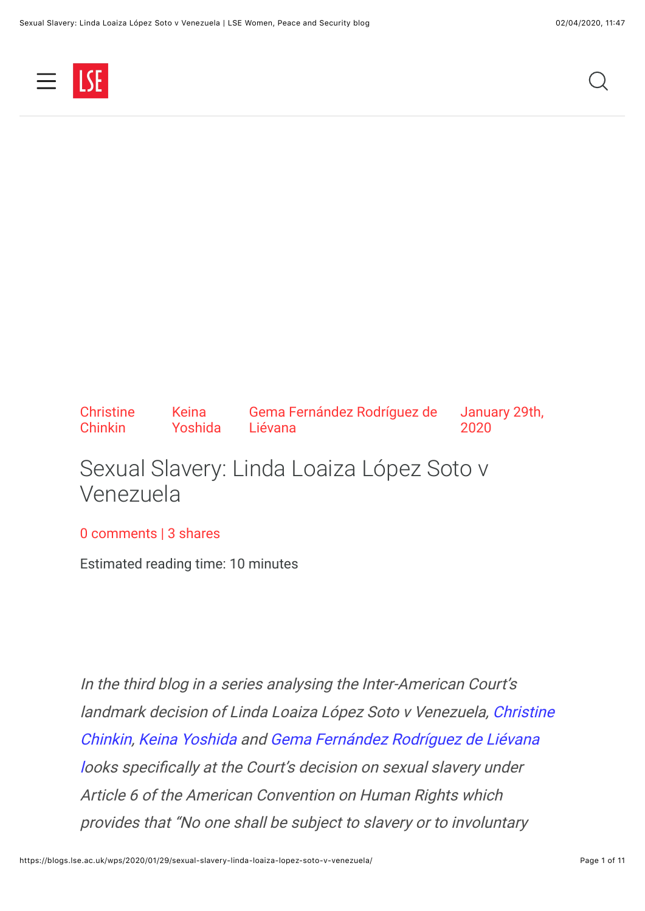Christine Chinkin Keina Yoshida Gema Fernández Rodríguez de Liévana January 29th, 2020

# Sexual Slavery: Linda Loaiza López Soto v Venezuela

0 comments | 3 shares

Estimated reading time: 10 minutes

*In the third blog in a series analysing the Inter-American Court's landmark decision of Linda Loaiza López Soto v Venezuela, Christine Chinkin, Keina Yoshida and Gema Fernández Rodríguez de Liévana looks specifically at the Court's decision on sexual slavery under Article 6 of the American Convention on Human Rights which provides that "No one shall be subject to slavery or to involuntary*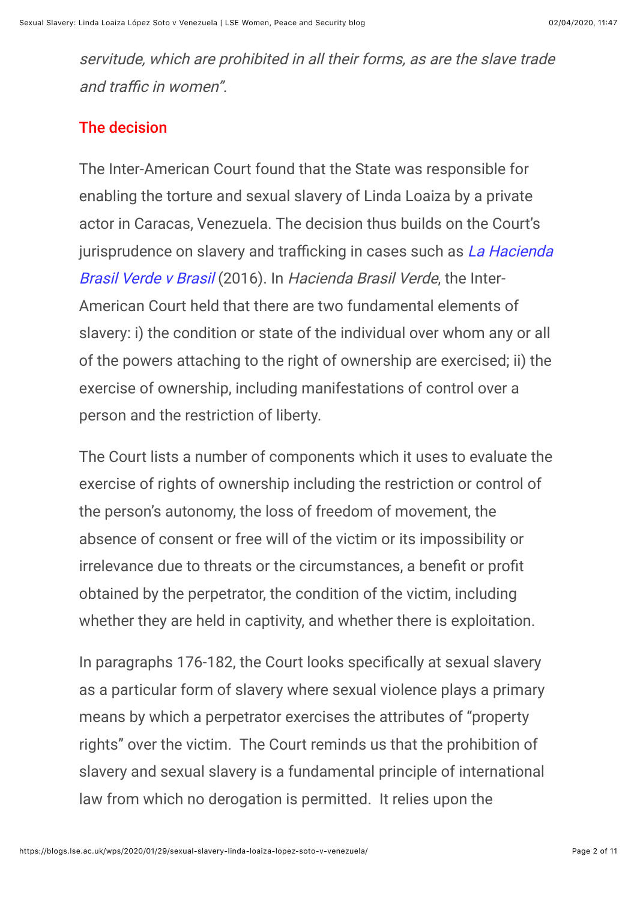*servitude, which are prohibited in all their forms, as are the slave trade and traffic in women".*

## The decision

The Inter-American Court found that the State was responsible for enabling the torture and sexual slavery of Linda Loaiza by a private actor in Caracas, Venezuela. The decision thus builds on the Court's jurisprudence on slavery and trafficking in cases such as *La Hacienda Brasil Verde v Brasil* (2016). In *Hacienda Brasil Verde*, the Inter-American Court held that there are two fundamental elements of slavery: i) the condition or state of the individual over whom any or all of the powers attaching to the right of ownership are exercised; ii) the exercise of ownership, including manifestations of control over a person and the restriction of liberty.

The Court lists a number of components which it uses to evaluate the exercise of rights of ownership including the restriction or control of the person's autonomy, the loss of freedom of movement, the absence of consent or free will of the victim or its impossibility or irrelevance due to threats or the circumstances, a benefit or profit obtained by the perpetrator, the condition of the victim, including whether they are held in captivity, and whether there is exploitation.

In paragraphs 176-182, the Court looks specifically at sexual slavery as a particular form of slavery where sexual violence plays a primary means by which a perpetrator exercises the attributes of "property rights" over the victim. The Court reminds us that the prohibition of slavery and sexual slavery is a fundamental principle of international law from which no derogation is permitted. It relies upon the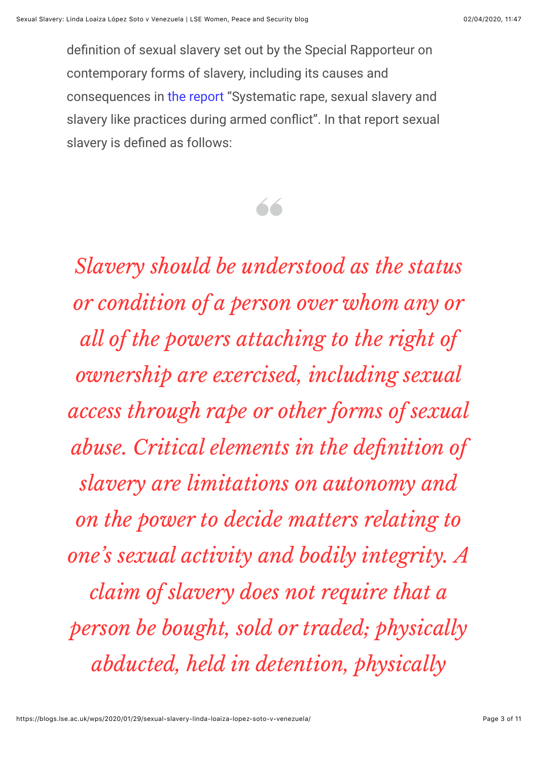definition of sexual slavery set out by the Special Rapporteur on contemporary forms of slavery, including its causes and consequences in the report "Systematic rape, sexual slavery and slavery like practices during armed conflict". In that report sexual slavery is defined as follows:

> *Slavery should be understood as the status or condition of a person over whom any or all of the powers attaching to the right of ownership are exercised, including sexual access through rape or other forms of sexual abuse. Critical elements in the definition of slavery are limitations on autonomy and on the power to decide matters relating to one's sexual activity and bodily integrity. A claim of slavery does not require that a person be bought, sold or traded; physically abducted, held in detention, physically*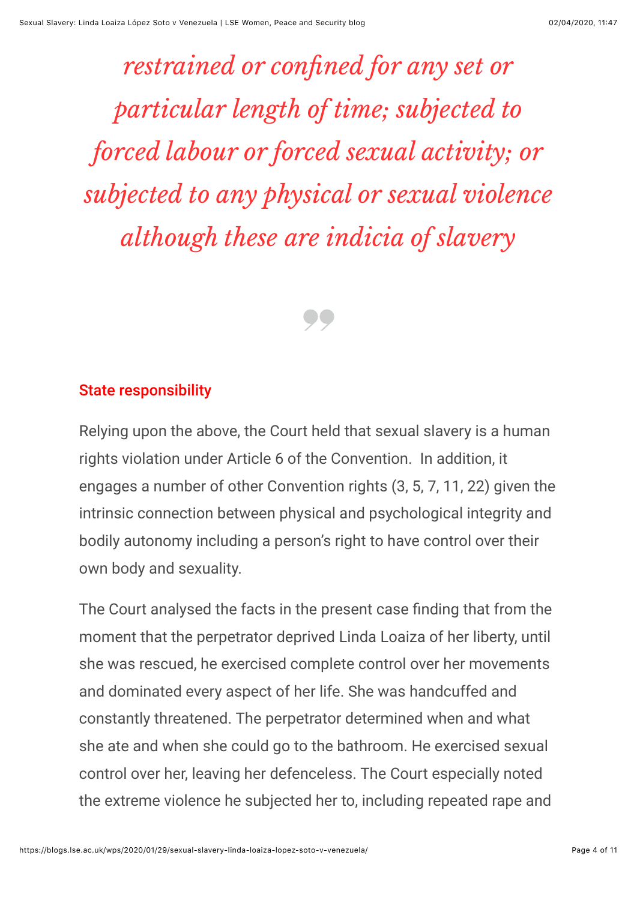*restrained or confined for any set or particular length of time; subjected to forced labour or forced sexual activity; or subjected to any physical or sexual violence although these are indicia of slavery*

## State responsibility

Relying upon the above, the Court held that sexual slavery is a human rights violation under Article 6 of the Convention. In addition, it engages a number of other Convention rights (3, 5, 7, 11, 22) given the intrinsic connection between physical and psychological integrity and bodily autonomy including a person's right to have control over their own body and sexuality.

The Court analysed the facts in the present case finding that from the moment that the perpetrator deprived Linda Loaiza of her liberty, until she was rescued, he exercised complete control over her movements and dominated every aspect of her life. She was handcuffed and constantly threatened. The perpetrator determined when and what she ate and when she could go to the bathroom. He exercised sexual control over her, leaving her defenceless. The Court especially noted the extreme violence he subjected her to, including repeated rape and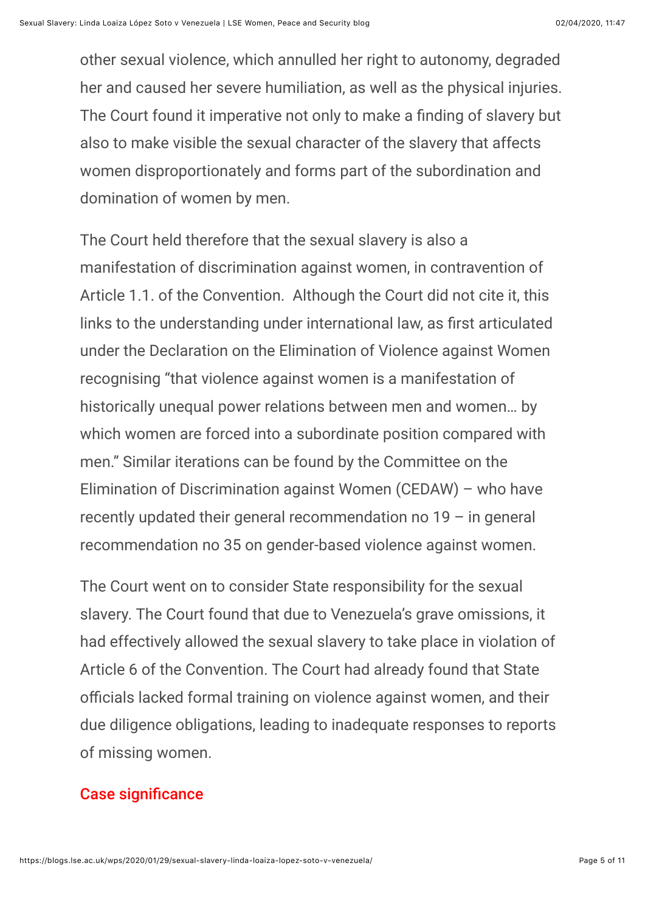other sexual violence, which annulled her right to autonomy, degraded her and caused her severe humiliation, as well as the physical injuries. The Court found it imperative not only to make a finding of slavery but also to make visible the sexual character of the slavery that affects women disproportionately and forms part of the subordination and domination of women by men.

The Court held therefore that the sexual slavery is also a manifestation of discrimination against women, in contravention of Article 1.1. of the Convention.  Although the Court did not cite it, this links to the understanding under international law, as first articulated under the Declaration on the Elimination of Violence against Women recognising "that violence against women is a manifestation of historically unequal power relations between men and women… by which women are forced into a subordinate position compared with men." Similar iterations can be found by the Committee on the Elimination of Discrimination against Women (CEDAW) – who have recently updated their general recommendation no 19 – in general recommendation no 35 on gender-based violence against women.

The Court went on to consider State responsibility for the sexual slavery. The Court found that due to Venezuela's grave omissions, it had effectively allowed the sexual slavery to take place in violation of Article 6 of the Convention. The Court had already found that State officials lacked formal training on violence against women, and their due diligence obligations, leading to inadequate responses to reports of missing women.

### Case significance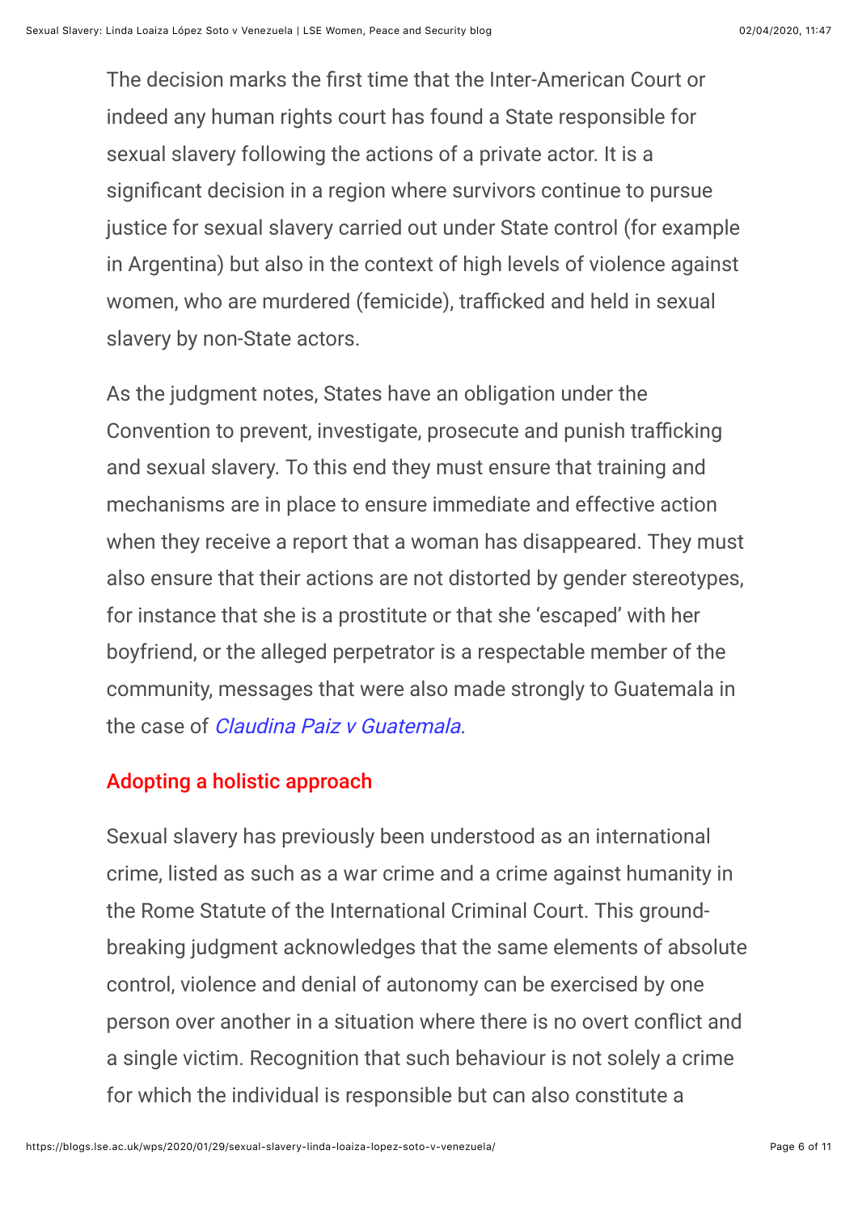The decision marks the first time that the Inter-American Court or indeed any human rights court has found a State responsible for sexual slavery following the actions of a private actor. It is a significant decision in a region where survivors continue to pursue justice for sexual slavery carried out under State control (for example in Argentina) but also in the context of high levels of violence against women, who are murdered (femicide), trafficked and held in sexual slavery by non-State actors.

As the judgment notes, States have an obligation under the Convention to prevent, investigate, prosecute and punish trafficking and sexual slavery. To this end they must ensure that training and mechanisms are in place to ensure immediate and effective action when they receive a report that a woman has disappeared. They must also ensure that their actions are not distorted by gender stereotypes, for instance that she is a prostitute or that she 'escaped' with her boyfriend, or the alleged perpetrator is a respectable member of the community, messages that were also made strongly to Guatemala in the case of *Claudina Paiz v Guatemala.*

## Adopting a holistic approach

Sexual slavery has previously been understood as an international crime, listed as such as a war crime and a crime against humanity in the Rome Statute of the International Criminal Court. This ground-breaking judgment acknowledges that the same elements of absolute control, violence and denial of autonomy can be exercised by one person over another in a situation where there is no overt conflict and a single victim. Recognition that such behaviour is not solely a crime for which the individual is responsible but can also constitute a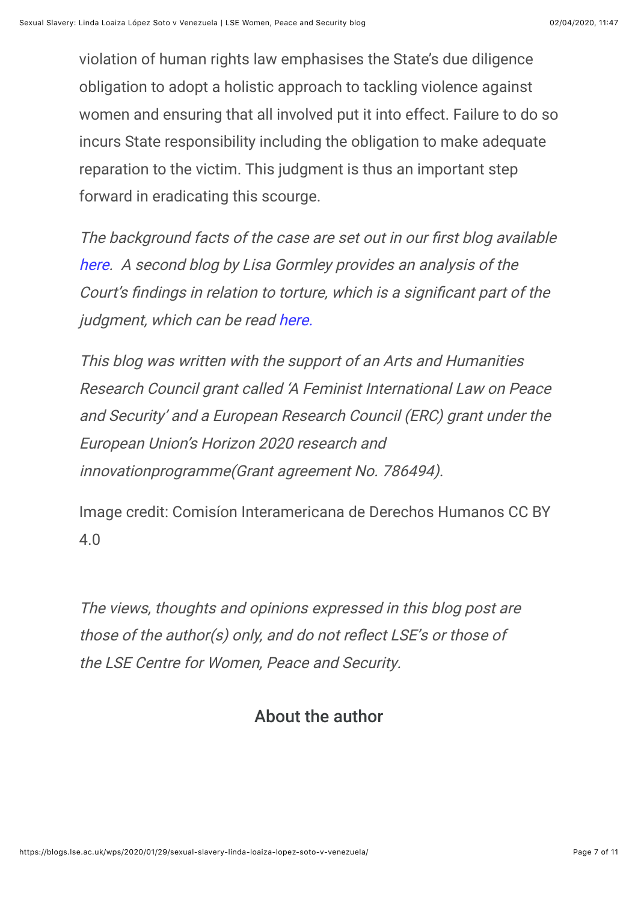violation of human rights law emphasises the State's due diligence obligation to adopt a holistic approach to tackling violence against women and ensuring that all involved put it into effect. Failure to do so incurs State responsibility including the obligation to make adequate reparation to the victim. This judgment is thus an important step forward in eradicating this scourge.

*The background facts of the case are set out in our first blog available here. A second blog by Lisa Gormley provides an analysis of the Court's findings in relation to torture, which is a significant part of the judgment, which can be read here.*

*This blog was written with the support of an Arts and Humanities Research Council grant called 'A Feminist International Law on Peace and Security' and a European Research Council (ERC) grant under the European Union's Horizon 2020 research and innovationprogramme(Grant agreement No. 786494).*

Image credit: Comisíon Interamericana de Derechos Humanos CC BY 4.0

*The views, thoughts and opinions expressed in this blog post are those of the author(s) only, and do not reflect LSE's or those of the LSE Centre for Women, Peace and Security.*

## About the author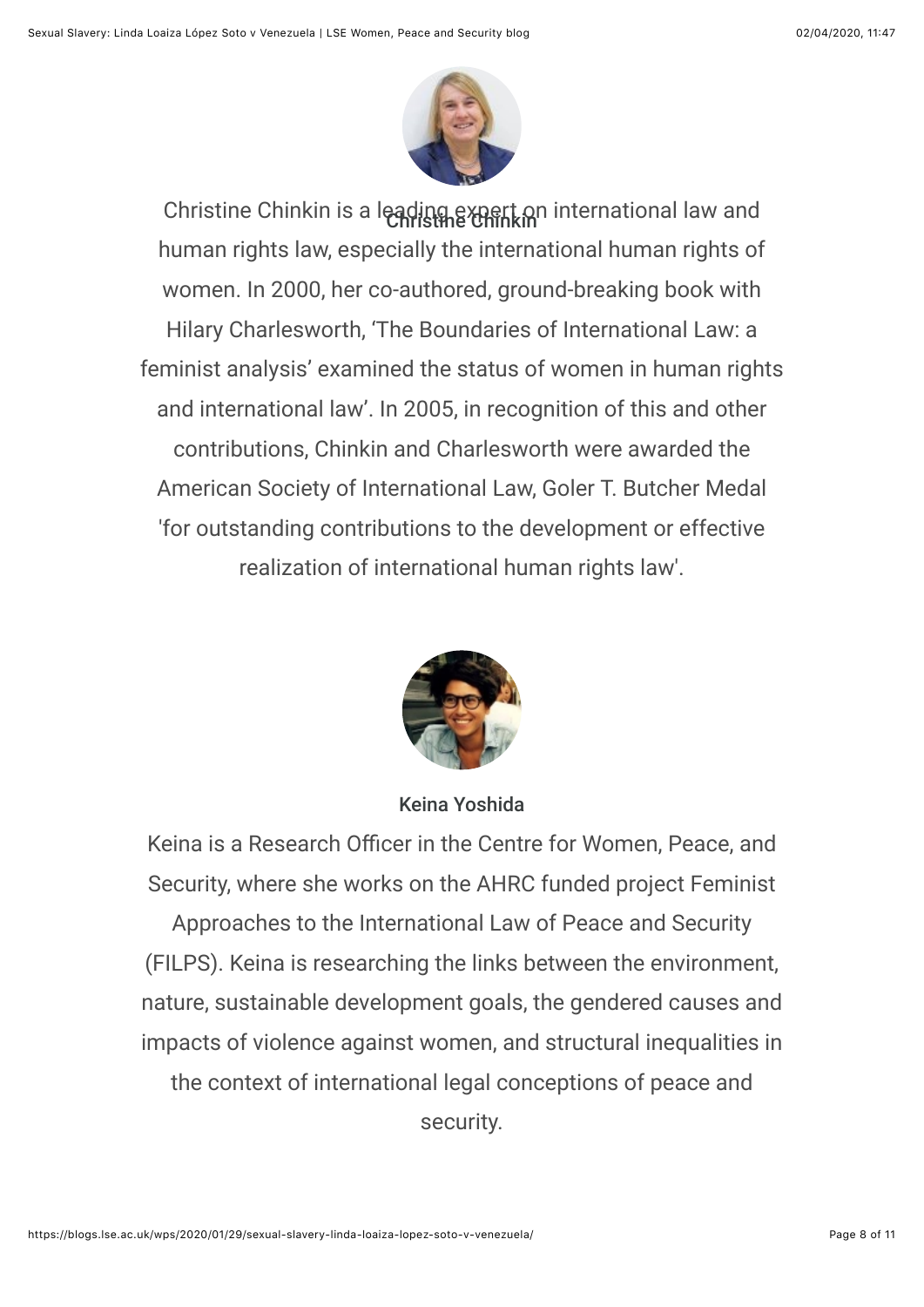**Christine Chinkin**

Christine Chinkin is a leading expert on international law and human rights law, especially the international human rights of women. In 2000, her co-authored, ground-breaking book with Hilary Charlesworth, 'The Boundaries of International Law: a feminist analysis' examined the status of women in human rights and international law'. In 2005, in recognition of this and other contributions, Chinkin and Charlesworth were awarded the American Society of International Law, Goler T. Butcher Medal 'for outstanding contributions to the development or effective realization of international human rights law'.

**Keina Yoshida**

Keina is a Research Officer in the Centre for Women, Peace, and Security, where she works on the AHRC funded project Feminist Approaches to the International Law of Peace and Security (FILPS). Keina is researching the links between the environment, nature, sustainable development goals, the gendered causes and impacts of violence against women, and structural inequalities in the context of international legal conceptions of peace and security.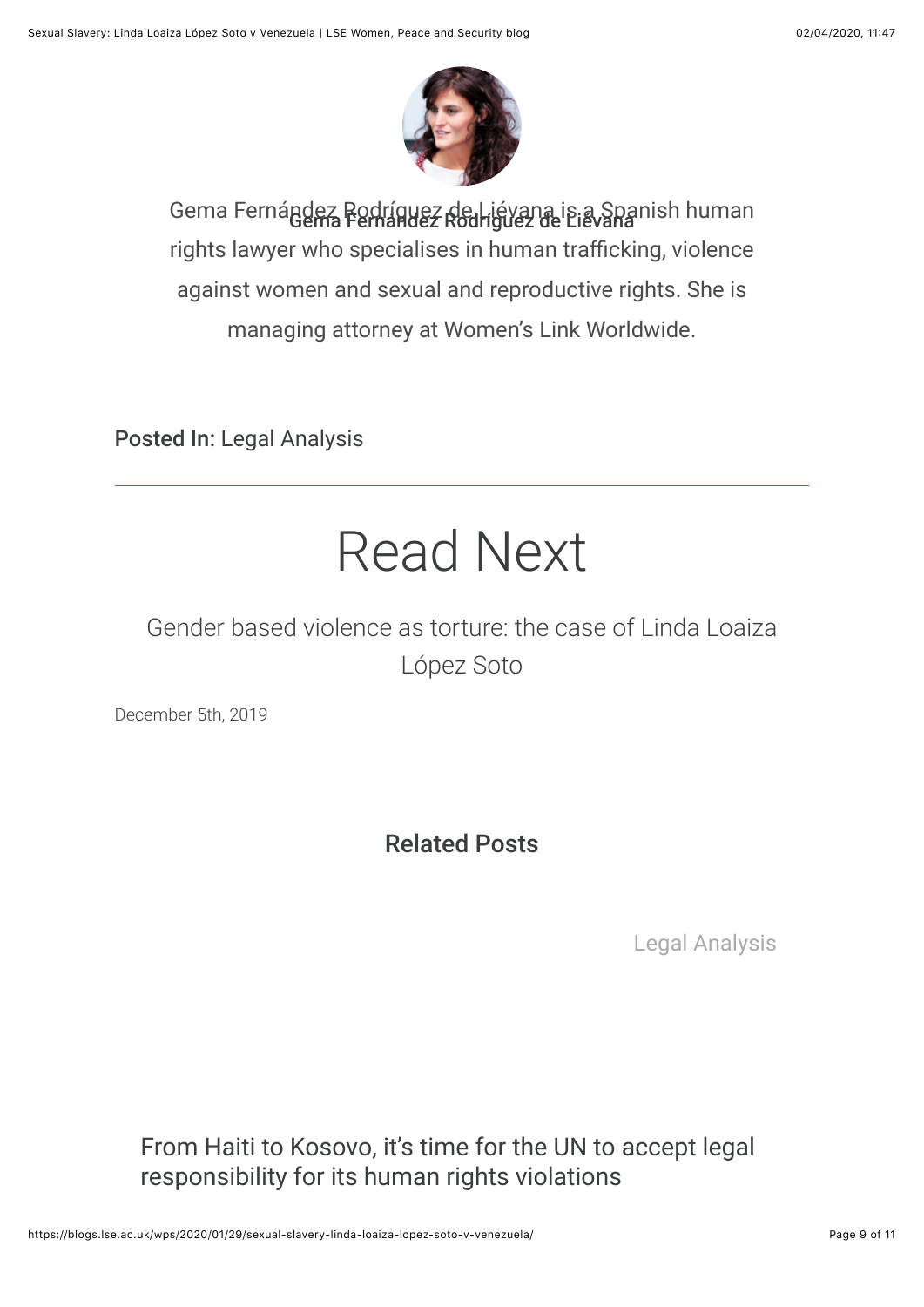**Gema Fernández Rodríguez de Liévana**

Gema Fernández Rodríguez de Liévana is a Spanish human rights lawyer who specialises in human trafficking, violence against women and sexual and reproductive rights. She is managing attorney at Women's Link Worldwide.

**Posted In:** Legal Analysis

# Read Next

Gender based violence as torture: the case of Linda Loaiza López Soto

December 5th, 2019

## Related Posts

Legal Analysis

From Haiti to Kosovo, it's time for the UN to accept legal responsibility for its human rights violations